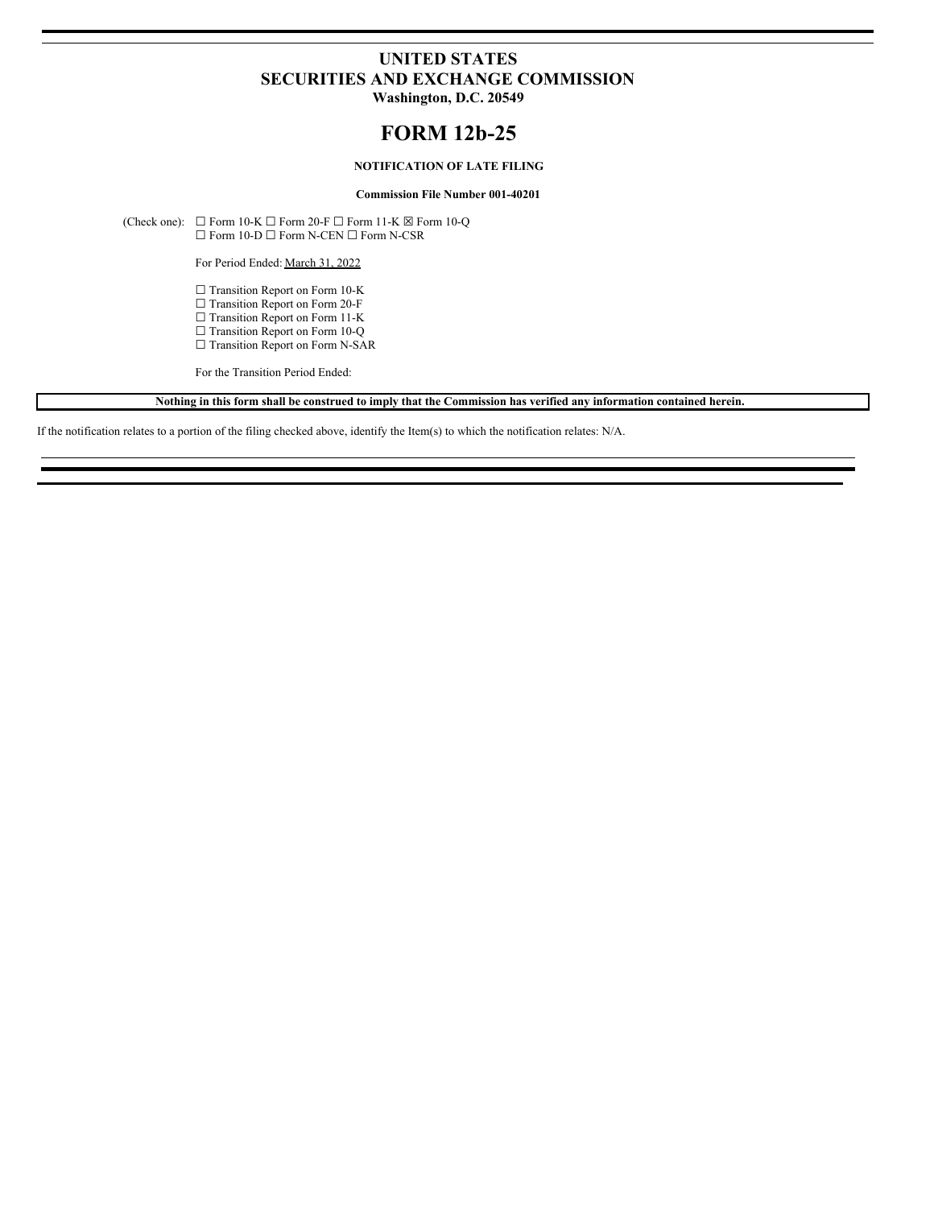# UNITED STATES
# SECURITIES AND EXCHANGE COMMISSION
**Washington, D.C. 20549**

# FORM 12b-25

**NOTIFICATION OF LATE FILING**

**Commission File Number 001-40201**

(Check one): ☐ Form 10-K ☐ Form 20-F ☐ Form 11-K ☒ Form 10-Q
☐ Form 10-D ☐ Form N-CEN ☐ Form N-CSR

For Period Ended: March 31, 2022

☐ Transition Report on Form 10-K
☐ Transition Report on Form 20-F
☐ Transition Report on Form 11-K
☐ Transition Report on Form 10-Q
☐ Transition Report on Form N-SAR

For the Transition Period Ended:

**Nothing in this form shall be construed to imply that the Commission has verified any information contained herein.**

If the notification relates to a portion of the filing checked above, identify the Item(s) to which the notification relates: N/A.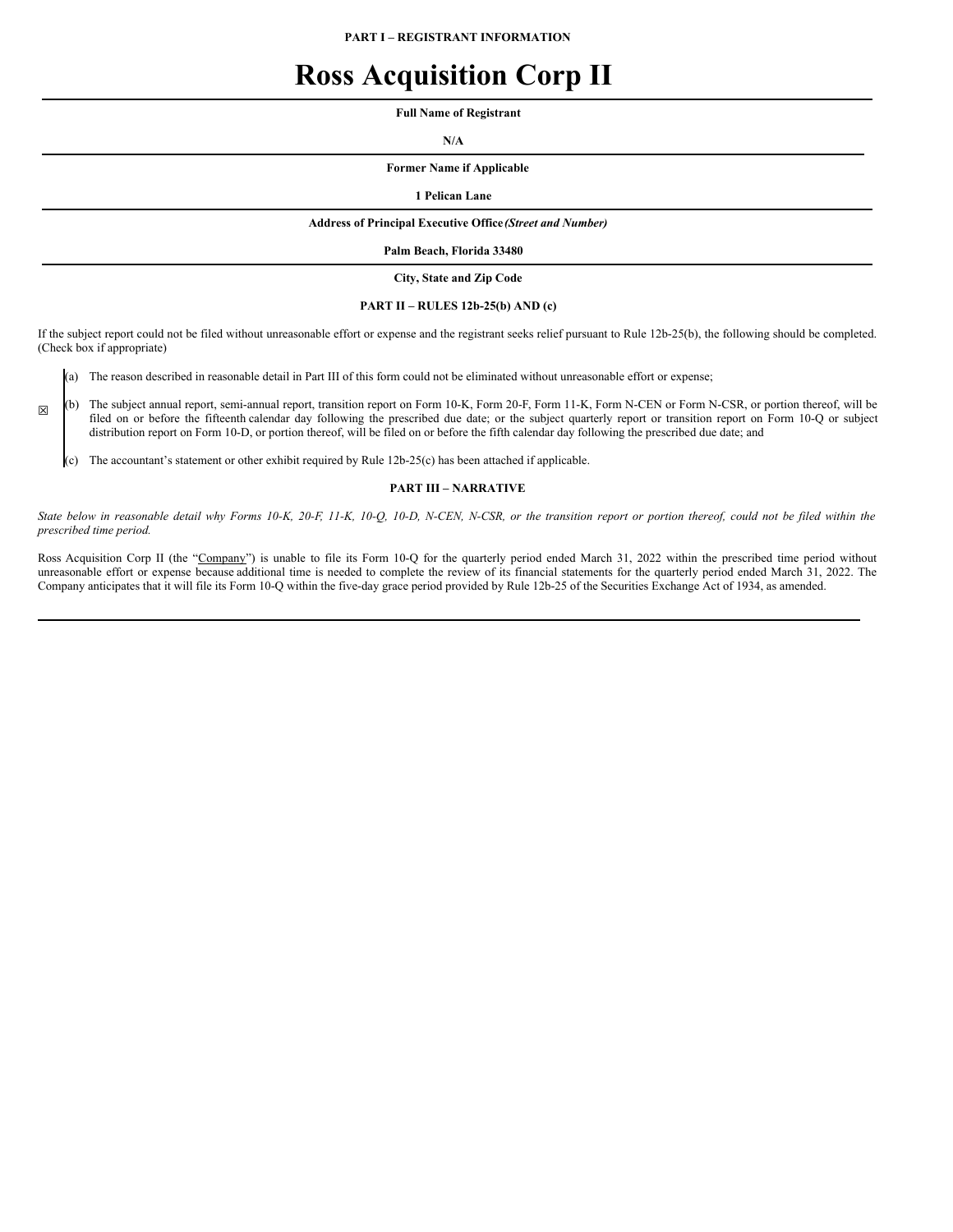**PART I – REGISTRANT INFORMATION**

# Ross Acquisition Corp II

**Full Name of Registrant**

**N/A**

**Former Name if Applicable**

**1 Pelican Lane**

**Address of Principal Executive Office** ***(Street and Number)***

**Palm Beach, Florida 33480**

**City, State and Zip Code**

**PART II – RULES 12b-25(b) AND (c)**

If the subject report could not be filed without unreasonable effort or expense and the registrant seeks relief pursuant to Rule 12b-25(b), the following should be completed. (Check box if appropriate)

☒

(a) The reason described in reasonable detail in Part III of this form could not be eliminated without unreasonable effort or expense;

(b) The subject annual report, semi-annual report, transition report on Form 10-K, Form 20-F, Form 11-K, Form N-CEN or Form N-CSR, or portion thereof, will be filed on or before the fifteenth calendar day following the prescribed due date; or the subject quarterly report or transition report on Form 10-Q or subject distribution report on Form 10-D, or portion thereof, will be filed on or before the fifth calendar day following the prescribed due date; and

(c) The accountant's statement or other exhibit required by Rule 12b-25(c) has been attached if applicable.

**PART III – NARRATIVE**

*State below in reasonable detail why Forms 10-K, 20-F, 11-K, 10-Q, 10-D, N-CEN, N-CSR, or the transition report or portion thereof, could not be filed within the prescribed time period.*

Ross Acquisition Corp II (the "Company") is unable to file its Form 10-Q for the quarterly period ended March 31, 2022 within the prescribed time period without unreasonable effort or expense because additional time is needed to complete the review of its financial statements for the quarterly period ended March 31, 2022. The Company anticipates that it will file its Form 10-Q within the five-day grace period provided by Rule 12b-25 of the Securities Exchange Act of 1934, as amended.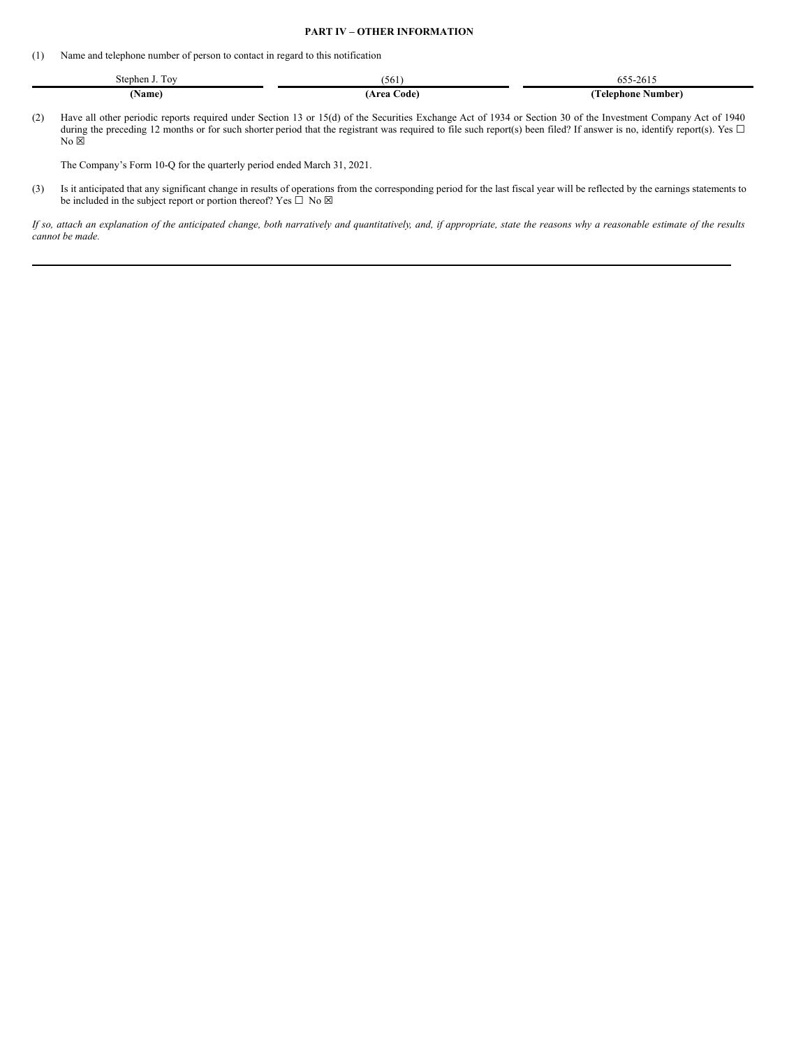**PART IV – OTHER INFORMATION**

(1) Name and telephone number of person to contact in regard to this notification

| Stephen J. Toy | (561) | 655-2615 |
|---|---|---|
| **(Name)** | **(Area Code)** | **(Telephone Number)** |

(2) Have all other periodic reports required under Section 13 or 15(d) of the Securities Exchange Act of 1934 or Section 30 of the Investment Company Act of 1940 during the preceding 12 months or for such shorter period that the registrant was required to file such report(s) been filed? If answer is no, identify report(s). Yes ☐ No ☒

The Company's Form 10-Q for the quarterly period ended March 31, 2021.

(3) Is it anticipated that any significant change in results of operations from the corresponding period for the last fiscal year will be reflected by the earnings statements to be included in the subject report or portion thereof? Yes ☐ No ☒

*If so, attach an explanation of the anticipated change, both narratively and quantitatively, and, if appropriate, state the reasons why a reasonable estimate of the results cannot be made.*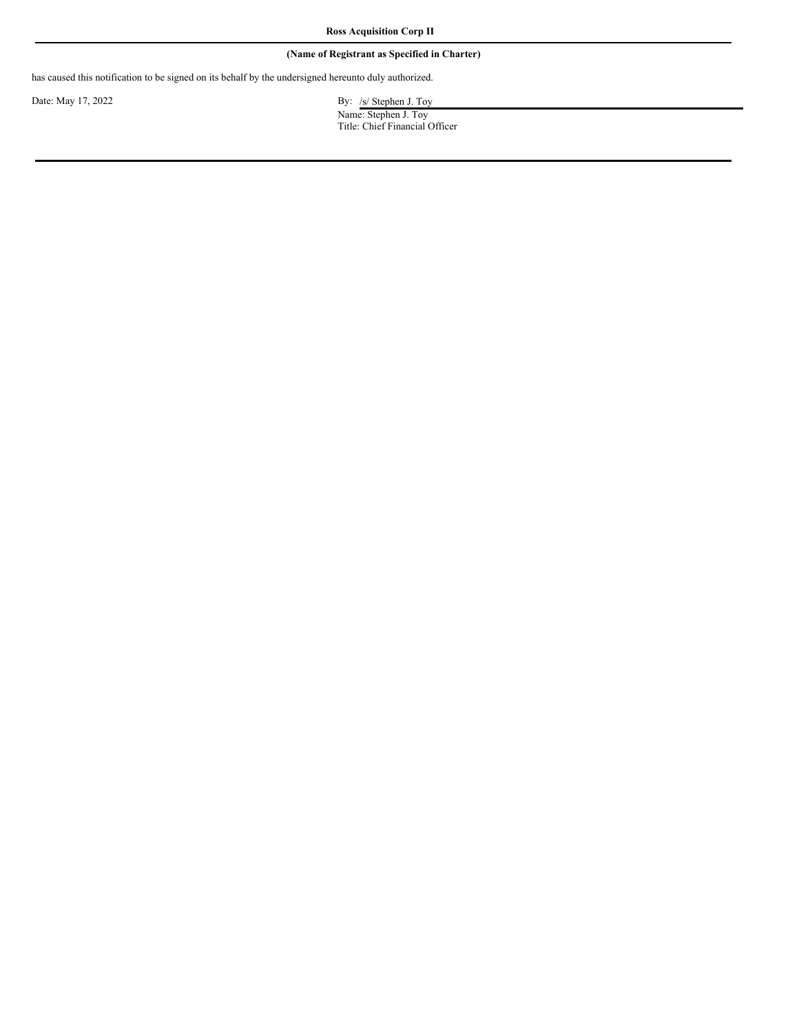**Ross Acquisition Corp II**

**(Name of Registrant as Specified in Charter)**

has caused this notification to be signed on its behalf by the undersigned hereunto duly authorized.

Date: May 17, 2022

By: /s/ Stephen J. Toy
Name: Stephen J. Toy
Title: Chief Financial Officer